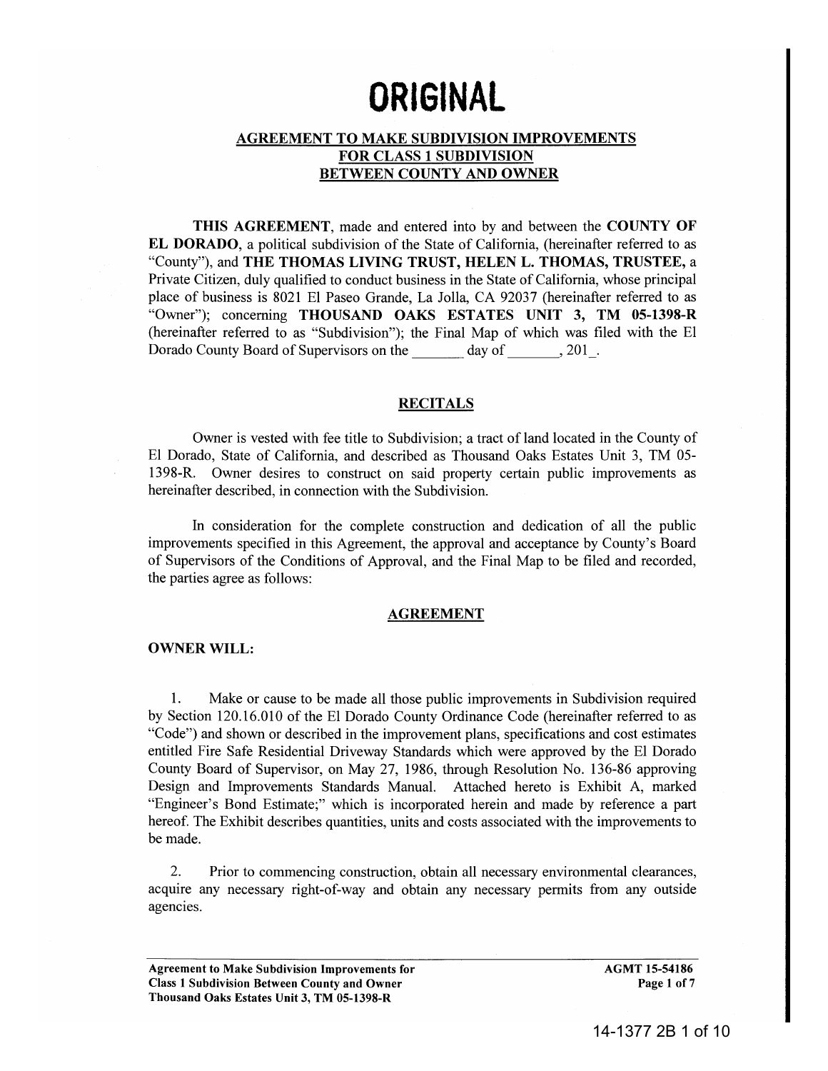# ORIGINAL

## AGREEMENT TO MAKE SUBDIVISION IMPROVEMENTS FOR CLASS 1 SUBDIVISION BETWEEN COUNTY AND OWNER

**THIS AGREEMENT**, made and entered into by and between the **COUNTY OF EL DORADO**, a political subdivision of the State of California, (hereinafter referred to as "County"), and **THE THOMAS LIVING TRUST, HELEN L. THOMAS, TRUSTEE,** a Private Citizen, duly qualified to conduct business in the State of California, whose principal place of business is 8021 El Paseo Grande, La Jolla, CA 92037 (hereinafter referred to as "Owner"); concerning **THOUSAND OAKS ESTATES UNIT 3, TM 05-1398-R** (hereinafter referred to as "Subdivision"); the Final Map of which was filed with the El Dorado County Board of Supervisors on the _______ day of _______, 201_.

### RECITALS

Owner is vested with fee title to Subdivision; a tract of land located in the County of El Dorado, State of California, and described as Thousand Oaks Estates Unit 3, TM 05-1398-R. Owner desires to construct on said property certain public improvements as hereinafter described, in connection with the Subdivision.

In consideration for the complete construction and dedication of all the public improvements specified in this Agreement, the approval and acceptance by County's Board of Supervisors of the Conditions of Approval, and the Final Map to be filed and recorded, the parties agree as follows:

### AGREEMENT

**OWNER WILL:**

1. Make or cause to be made all those public improvements in Subdivision required by Section 120.16.010 of the El Dorado County Ordinance Code (hereinafter referred to as "Code") and shown or described in the improvement plans, specifications and cost estimates entitled Fire Safe Residential Driveway Standards which were approved by the El Dorado County Board of Supervisor, on May 27, 1986, through Resolution No. 136-86 approving Design and Improvements Standards Manual. Attached hereto is Exhibit A, marked "Engineer's Bond Estimate;" which is incorporated herein and made by reference a part hereof. The Exhibit describes quantities, units and costs associated with the improvements to be made.

2. Prior to commencing construction, obtain all necessary environmental clearances, acquire any necessary right-of-way and obtain any necessary permits from any outside agencies.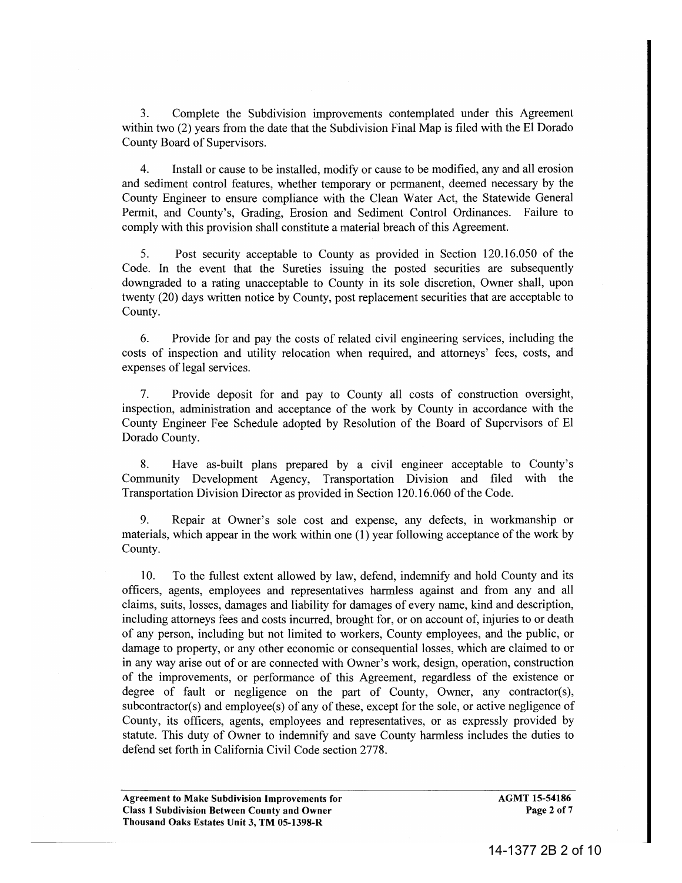3. Complete the Subdivision improvements contemplated under this Agreement within two (2) years from the date that the Subdivision Final Map is filed with the El Dorado County Board of Supervisors.

4. Install or cause to be installed, modify or cause to be modified, any and all erosion and sediment control features, whether temporary or permanent, deemed necessary by the County Engineer to ensure compliance with the Clean Water Act, the Statewide General Permit, and County's, Grading, Erosion and Sediment Control Ordinances. Failure to comply with this provision shall constitute a material breach of this Agreement.

5. Post security acceptable to County as provided in Section 120.16.050 of the Code. In the event that the Sureties issuing the posted securities are subsequently downgraded to a rating unacceptable to County in its sole discretion, Owner shall, upon twenty (20) days written notice by County, post replacement securities that are acceptable to County.

6. Provide for and pay the costs of related civil engineering services, including the costs of inspection and utility relocation when required, and attorneys' fees, costs, and expenses of legal services.

7. Provide deposit for and pay to County all costs of construction oversight, inspection, administration and acceptance of the work by County in accordance with the County Engineer Fee Schedule adopted by Resolution of the Board of Supervisors of El Dorado County.

8. Have as-built plans prepared by a civil engineer acceptable to County's Community Development Agency, Transportation Division and filed with the Transportation Division Director as provided in Section 120.16.060 of the Code.

9. Repair at Owner's sole cost and expense, any defects, in workmanship or materials, which appear in the work within one (1) year following acceptance of the work by County.

10. To the fullest extent allowed by law, defend, indemnify and hold County and its officers, agents, employees and representatives harmless against and from any and all claims, suits, losses, damages and liability for damages of every name, kind and description, including attorneys fees and costs incurred, brought for, or on account of, injuries to or death of any person, including but not limited to workers, County employees, and the public, or damage to property, or any other economic or consequential losses, which are claimed to or in any way arise out of or are connected with Owner's work, design, operation, construction of the improvements, or performance of this Agreement, regardless of the existence or degree of fault or negligence on the part of County, Owner, any contractor(s), subcontractor(s) and employee(s) of any of these, except for the sole, or active negligence of County, its officers, agents, employees and representatives, or as expressly provided by statute. This duty of Owner to indemnify and save County harmless includes the duties to defend set forth in California Civil Code section 2778.

**Agreement to Make Subdivision Improvements for Class 1 Subdivision Between County and Owner Thousand Oaks Estates Unit 3, TM 05-1398-R**

**AGMT 15-54186**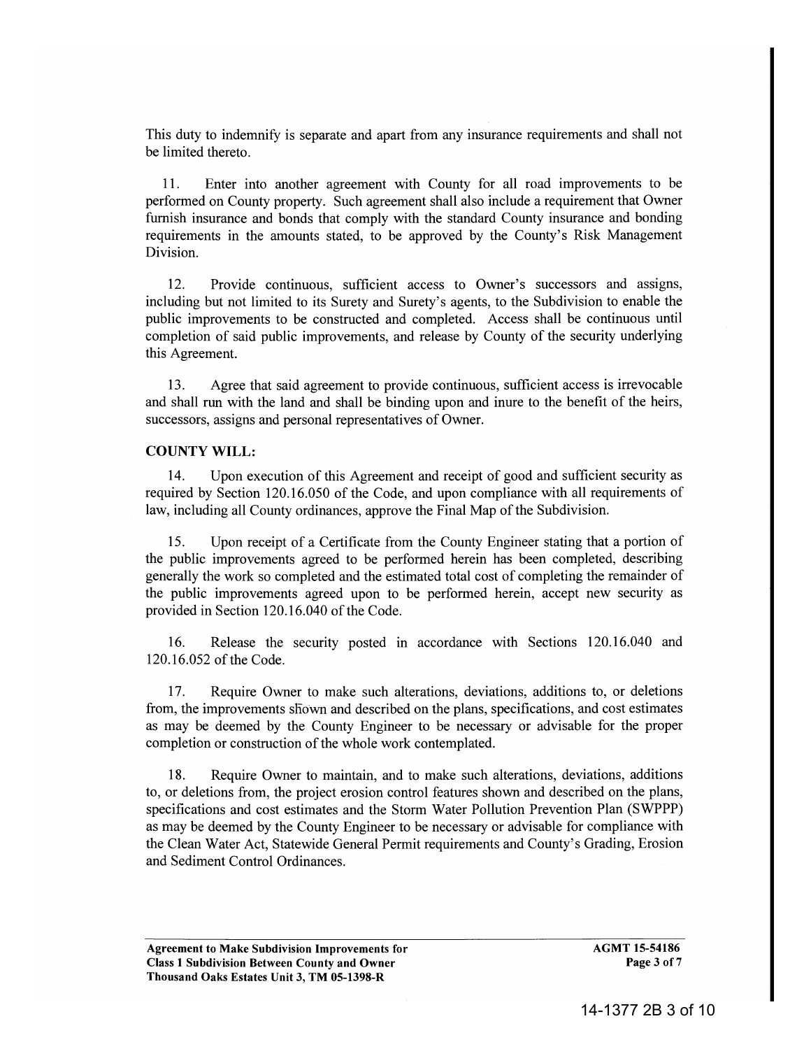This duty to indemnify is separate and apart from any insurance requirements and shall not be limited thereto.

11. Enter into another agreement with County for all road improvements to be performed on County property. Such agreement shall also include a requirement that Owner furnish insurance and bonds that comply with the standard County insurance and bonding requirements in the amounts stated, to be approved by the County's Risk Management Division.

12. Provide continuous, sufficient access to Owner's successors and assigns, including but not limited to its Surety and Surety's agents, to the Subdivision to enable the public improvements to be constructed and completed. Access shall be continuous until completion of said public improvements, and release by County of the security underlying this Agreement.

13. Agree that said agreement to provide continuous, sufficient access is irrevocable and shall run with the land and shall be binding upon and inure to the benefit of the heirs, successors, assigns and personal representatives of Owner.

**COUNTY WILL:**

14. Upon execution of this Agreement and receipt of good and sufficient security as required by Section 120.16.050 of the Code, and upon compliance with all requirements of law, including all County ordinances, approve the Final Map of the Subdivision.

15. Upon receipt of a Certificate from the County Engineer stating that a portion of the public improvements agreed to be performed herein has been completed, describing generally the work so completed and the estimated total cost of completing the remainder of the public improvements agreed upon to be performed herein, accept new security as provided in Section 120.16.040 of the Code.

16. Release the security posted in accordance with Sections 120.16.040 and 120.16.052 of the Code.

17. Require Owner to make such alterations, deviations, additions to, or deletions from, the improvements shown and described on the plans, specifications, and cost estimates as may be deemed by the County Engineer to be necessary or advisable for the proper completion or construction of the whole work contemplated.

18. Require Owner to maintain, and to make such alterations, deviations, additions to, or deletions from, the project erosion control features shown and described on the plans, specifications and cost estimates and the Storm Water Pollution Prevention Plan (SWPPP) as may be deemed by the County Engineer to be necessary or advisable for compliance with the Clean Water Act, Statewide General Permit requirements and County's Grading, Erosion and Sediment Control Ordinances.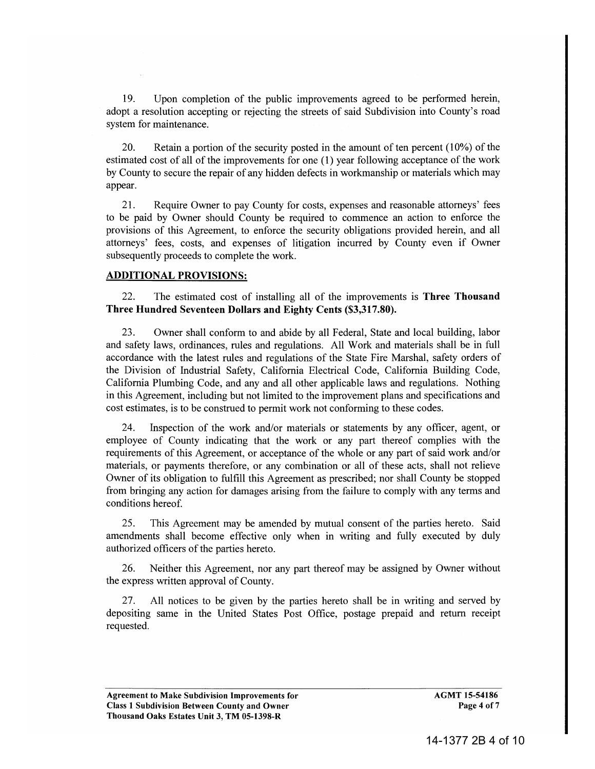19. Upon completion of the public improvements agreed to be performed herein, adopt a resolution accepting or rejecting the streets of said Subdivision into County's road system for maintenance.

20. Retain a portion of the security posted in the amount of ten percent (10%) of the estimated cost of all of the improvements for one (1) year following acceptance of the work by County to secure the repair of any hidden defects in workmanship or materials which may appear.

21. Require Owner to pay County for costs, expenses and reasonable attorneys' fees to be paid by Owner should County be required to commence an action to enforce the provisions of this Agreement, to enforce the security obligations provided herein, and all attorneys' fees, costs, and expenses of litigation incurred by County even if Owner subsequently proceeds to complete the work.

**ADDITIONAL PROVISIONS:**

22. The estimated cost of installing all of the improvements is **Three Thousand Three Hundred Seventeen Dollars and Eighty Cents ($3,317.80).**

23. Owner shall conform to and abide by all Federal, State and local building, labor and safety laws, ordinances, rules and regulations. All Work and materials shall be in full accordance with the latest rules and regulations of the State Fire Marshal, safety orders of the Division of Industrial Safety, California Electrical Code, California Building Code, California Plumbing Code, and any and all other applicable laws and regulations. Nothing in this Agreement, including but not limited to the improvement plans and specifications and cost estimates, is to be construed to permit work not conforming to these codes.

24. Inspection of the work and/or materials or statements by any officer, agent, or employee of County indicating that the work or any part thereof complies with the requirements of this Agreement, or acceptance of the whole or any part of said work and/or materials, or payments therefore, or any combination or all of these acts, shall not relieve Owner of its obligation to fulfill this Agreement as prescribed; nor shall County be stopped from bringing any action for damages arising from the failure to comply with any terms and conditions hereof.

25. This Agreement may be amended by mutual consent of the parties hereto. Said amendments shall become effective only when in writing and fully executed by duly authorized officers of the parties hereto.

26. Neither this Agreement, nor any part thereof may be assigned by Owner without the express written approval of County.

27. All notices to be given by the parties hereto shall be in writing and served by depositing same in the United States Post Office, postage prepaid and return receipt requested.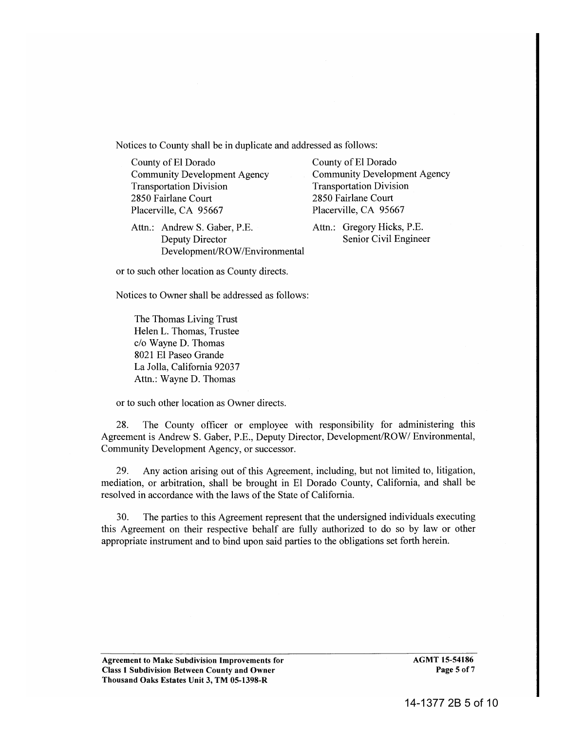Notices to County shall be in duplicate and addressed as follows:

County of El Dorado
Community Development Agency
Transportation Division
2850 Fairlane Court
Placerville, CA 95667

Attn.: Andrew S. Gaber, P.E.
Deputy Director
Development/ROW/Environmental

County of El Dorado
Community Development Agency
Transportation Division
2850 Fairlane Court
Placerville, CA 95667

Attn.: Gregory Hicks, P.E.
Senior Civil Engineer

or to such other location as County directs.

Notices to Owner shall be addressed as follows:

The Thomas Living Trust
Helen L. Thomas, Trustee
c/o Wayne D. Thomas
8021 El Paseo Grande
La Jolla, California 92037
Attn.: Wayne D. Thomas

or to such other location as Owner directs.

28. The County officer or employee with responsibility for administering this Agreement is Andrew S. Gaber, P.E., Deputy Director, Development/ROW/ Environmental, Community Development Agency, or successor.

29. Any action arising out of this Agreement, including, but not limited to, litigation, mediation, or arbitration, shall be brought in El Dorado County, California, and shall be resolved in accordance with the laws of the State of California.

30. The parties to this Agreement represent that the undersigned individuals executing this Agreement on their respective behalf are fully authorized to do so by law or other appropriate instrument and to bind upon said parties to the obligations set forth herein.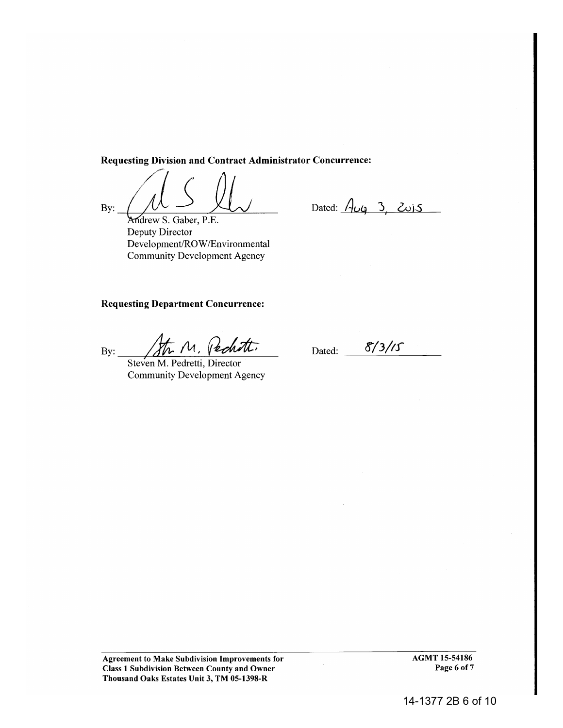**Requesting Division and Contract Administrator Concurrence:**

By: ______________________________ Dated: Aug 3, 2015

Andrew S. Gaber, P.E.
Deputy Director
Development/ROW/Environmental
Community Development Agency

**Requesting Department Concurrence:**

By: ______________________________ Dated: 8/3/15

Steven M. Pedretti, Director
Community Development Agency

**Agreement to Make Subdivision Improvements for Class 1 Subdivision Between County and Owner Thousand Oaks Estates Unit 3, TM 05-1398-R**

**AGMT 15-54186**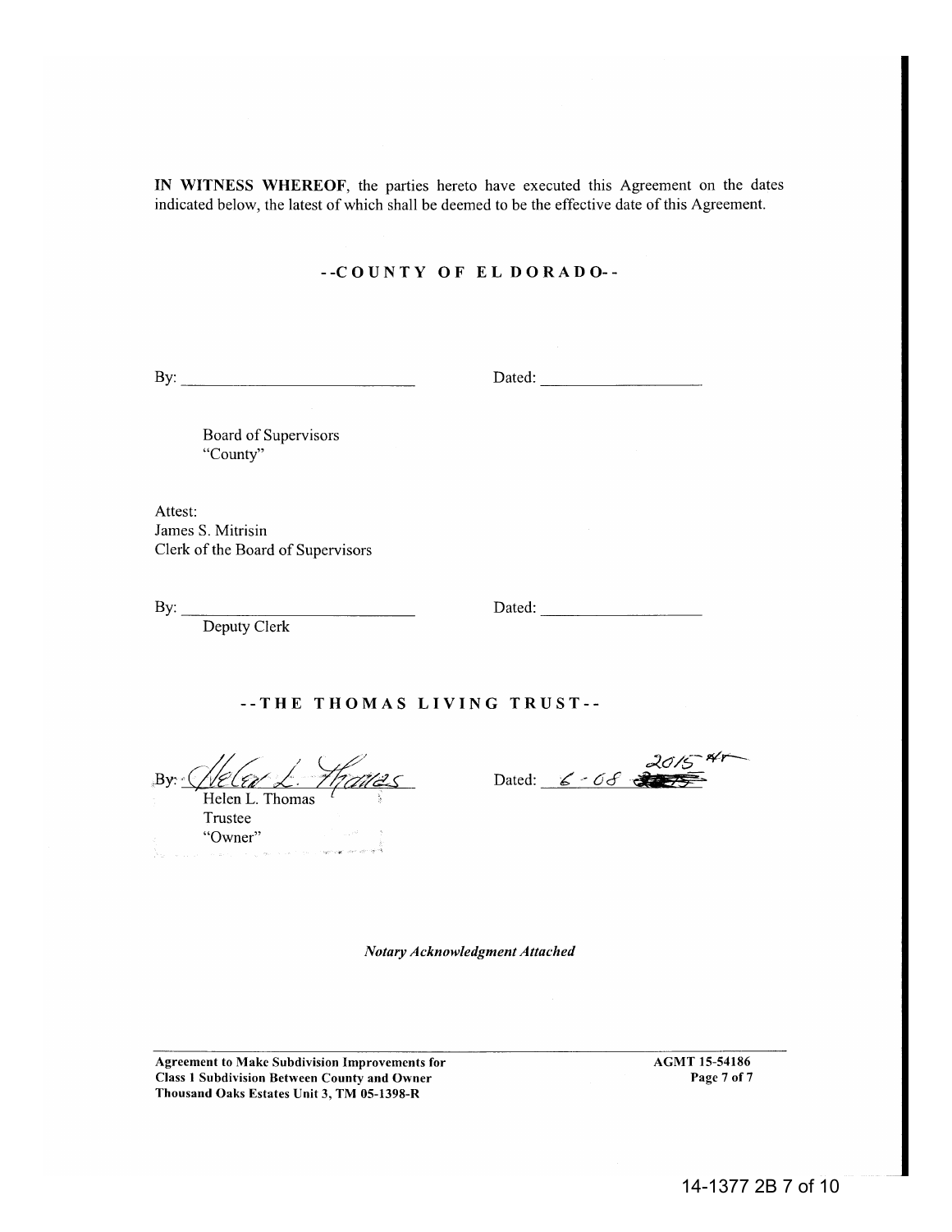**IN WITNESS WHEREOF**, the parties hereto have executed this Agreement on the dates indicated below, the latest of which shall be deemed to be the effective date of this Agreement.

**--COUNTY OF EL DORADO--**

By: ____________________________ Dated: ____________________

Board of Supervisors
"County"

Attest:
James S. Mitrisin
Clerk of the Board of Supervisors

By: ____________________________ Dated: ____________________
Deputy Clerk

**--THE THOMAS LIVING TRUST--**

By: *Helen L. Thomas* Dated: *6-08 2015*

Helen L. Thomas
Trustee
"Owner"

***Notary Acknowledgment Attached***

**Agreement to Make Subdivision Improvements for Class 1 Subdivision Between County and Owner Thousand Oaks Estates Unit 3, TM 05-1398-R**

**AGMT 15-54186**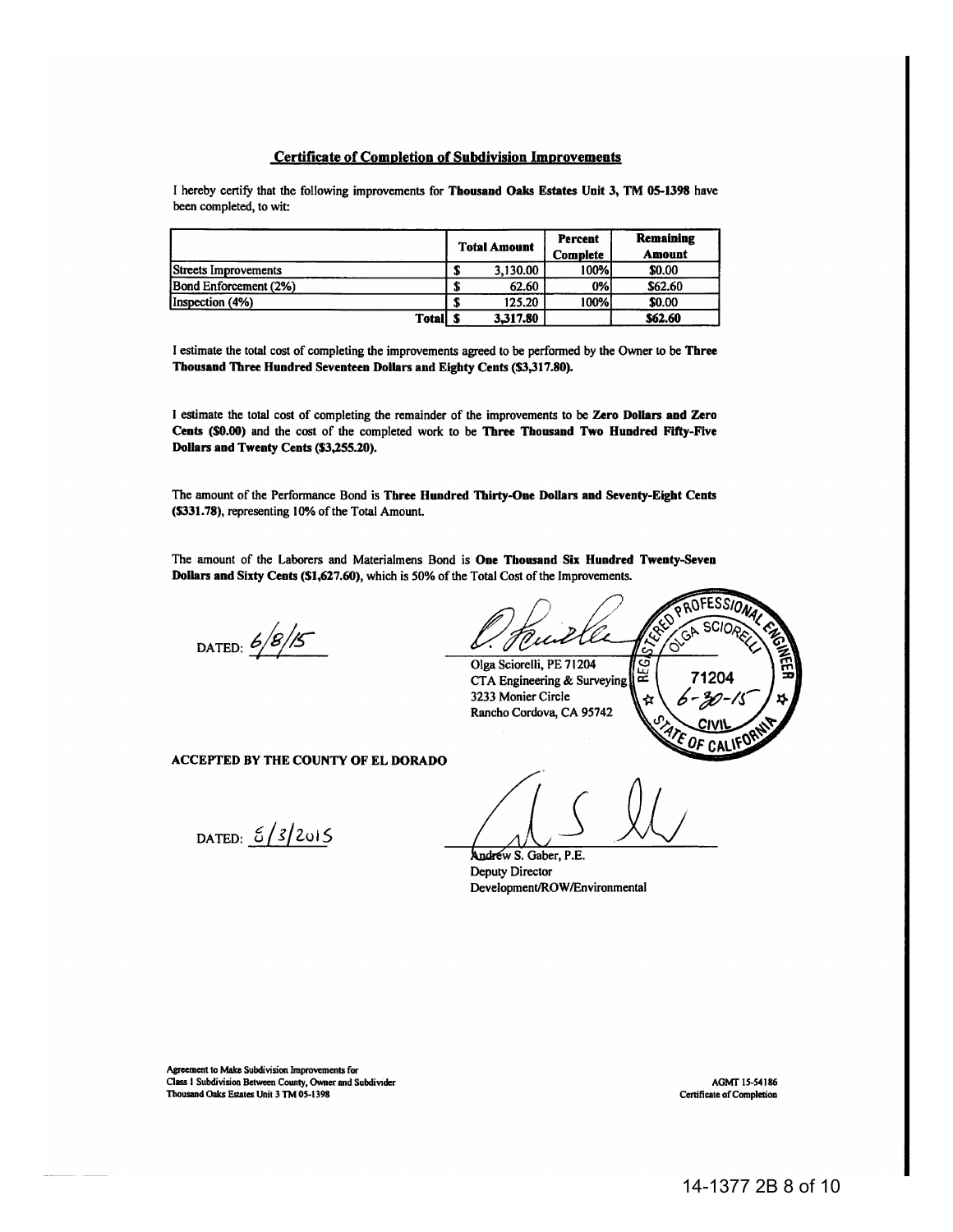## Certificate of Completion of Subdivision Improvements

I hereby certify that the following improvements for **Thousand Oaks Estates Unit 3, TM 05-1398** have been completed, to wit:

| | Total Amount | Percent Complete | Remaining Amount |
|---|---|---|---|
| Streets Improvements | $ 3,130.00 | 100% | $0.00 |
| Bond Enforcement (2%) | $ 62.60 | 0% | $62.60 |
| Inspection (4%) | $ 125.20 | 100% | $0.00 |
| **Total** | **$ 3,317.80** | | **$62.60** |

I estimate the total cost of completing the improvements agreed to be performed by the Owner to be **Three Thousand Three Hundred Seventeen Dollars and Eighty Cents ($3,317.80).**

I estimate the total cost of completing the remainder of the improvements to be **Zero Dollars and Zero Cents ($0.00)** and the cost of the completed work to be **Three Thousand Two Hundred Fifty-Five Dollars and Twenty Cents ($3,255.20).**

The amount of the Performance Bond is **Three Hundred Thirty-One Dollars and Seventy-Eight Cents ($331.78)**, representing 10% of the Total Amount.

The amount of the Laborers and Materialmens Bond is **One Thousand Six Hundred Twenty-Seven Dollars and Sixty Cents ($1,627.60)**, which is 50% of the Total Cost of the Improvements.

DATED: 6/8/15

Olga Sciorelli, PE 71204
CTA Engineering & Surveying
3233 Monier Circle
Rancho Cordova, CA 95742

REGISTERED PROFESSIONAL ENGINEER
OLGA SCIORELLI
71204
6-30-15
CIVIL
STATE OF CALIFORNIA

**ACCEPTED BY THE COUNTY OF EL DORADO**

DATED: 8/3/2015

Andrew S. Gaber, P.E.
Deputy Director
Development/ROW/Environmental

Agreement to Make Subdivision Improvements for
Class 1 Subdivision Between County, Owner and Subdivider
Thousand Oaks Estates Unit 3 TM 05-1398

AGMT 15-54186
Certificate of Completion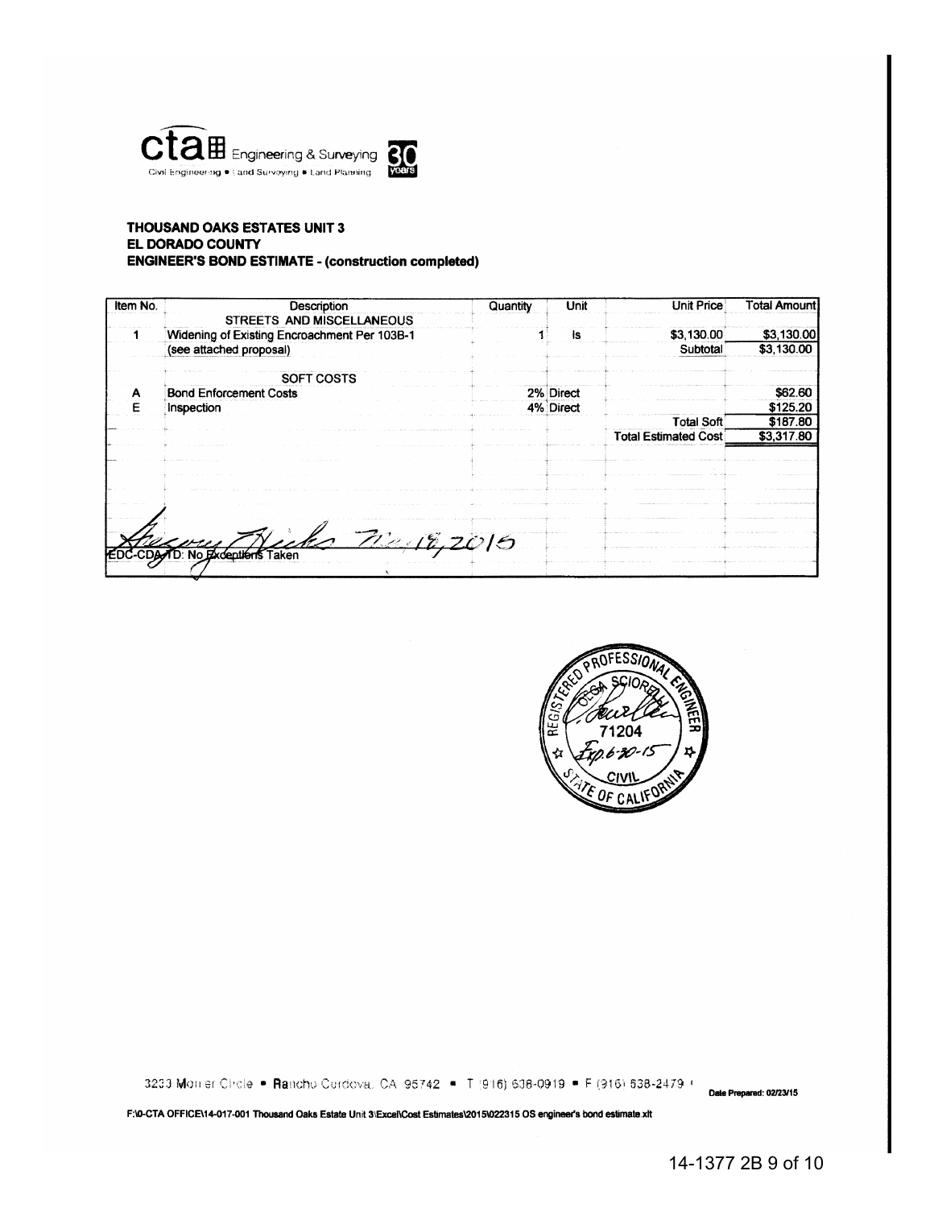**cta** Engineering & Surveying

Civil Engineering • Land Surveying • Land Planning

**THOUSAND OAKS ESTATES UNIT 3**
**EL DORADO COUNTY**
**ENGINEER'S BOND ESTIMATE - (construction completed)**

| Item No. | Description | Quantity | Unit | Unit Price | Total Amount |
|---|---|---|---|---|---|
| | STREETS AND MISCELLANEOUS | | | | |
| 1 | Widening of Existing Encroachment Per 103B-1 | 1 | ls | $3,130.00 | $3,130.00 |
| | (see attached proposal) | | | Subtotal | $3,130.00 |
| | SOFT COSTS | | | | |
| A | Bond Enforcement Costs | 2% | Direct | | $62.60 |
| E | Inspection | 4% | Direct | | $125.20 |
| | | | | Total Soft | $187.80 |
| | | | | Total Estimated Cost | $3,317.80 |

Gregory Hicks Mar 19, 2015
EDC-CDA/TD: No Exceptions Taken

REGISTERED PROFESSIONAL ENGINEER
OLGA SCIORELLI
71204
Exp. 6-30-15
CIVIL
STATE OF CALIFORNIA

3233 Monier Circle • Rancho Cordova, CA 95742 • T (916) 638-0919 • F (916) 638-2479

Date Prepared: 02/23/15

F:\0-CTA OFFICE\14-017-001 Thousand Oaks Estate Unit 3\Excel\Cost Estimates\2015\022315 OS engineer's bond estimate.xlt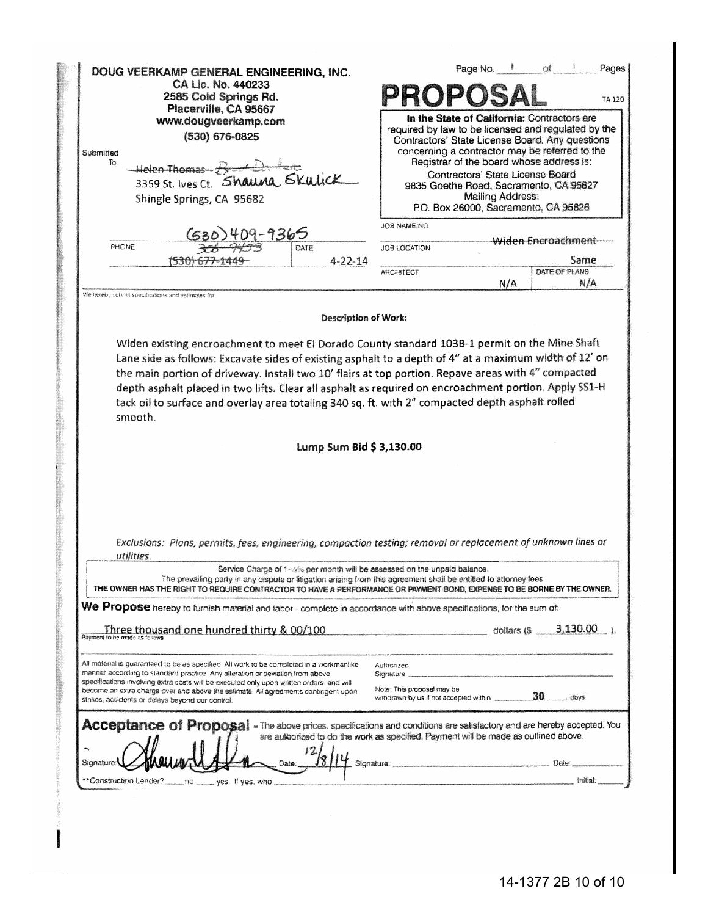**DOUG VEERKAMP GENERAL ENGINEERING, INC.**
**CA Lic. No. 440233**
**2585 Cold Springs Rd.**
**Placerville, CA 95667**
**www.dougveerkamp.com**
**(530) 676-0825**

Page No. 1 of 1 Pages

# PROPOSAL

TA 120

**In the State of California:** Contractors are required by law to be licensed and regulated by the Contractors' State License Board. Any questions concerning a contractor may be referred to the Registrar of the board whose address is:
Contractors' State License Board
9835 Goethe Road, Sacramento, CA 95827
Mailing Address:
P.O. Box 26000, Sacramento, CA 95826

Submitted To: ~~Helen Thomas~~ ~~Bo~~ ~~Dexter~~
3359 St. Ives Ct. Shauna Skulick
Shingle Springs, CA 95682

PHONE: (530) 409-9365 ~~306-9453~~ ~~(530) 677-1449~~

DATE: 4-22-14

JOB NAME/NO: ~~Widen Encroachment~~

JOB LOCATION: Same

ARCHITECT: N/A

DATE OF PLANS: N/A

We hereby submit specifications and estimates for

**Description of Work:**

Widen existing encroachment to meet El Dorado County standard 103B-1 permit on the Mine Shaft Lane side as follows: Excavate sides of existing asphalt to a depth of 4" at a maximum width of 12' on the main portion of driveway. Install two 10' flairs at top portion. Repave areas with 4" compacted depth asphalt placed in two lifts. Clear all asphalt as required on encroachment portion. Apply SS1-H tack oil to surface and overlay area totaling 340 sq. ft. with 2" compacted depth asphalt rolled smooth.

**Lump Sum Bid $ 3,130.00**

*Exclusions: Plans, permits, fees, engineering, compaction testing; removal or replacement of unknown lines or utilities.*

Service Charge of 1-½% per month will be assessed on the unpaid balance.
The prevailing party in any dispute or litigation arising from this agreement shall be entitled to attorney fees.
**THE OWNER HAS THE RIGHT TO REQUIRE CONTRACTOR TO HAVE A PERFORMANCE OR PAYMENT BOND, EXPENSE TO BE BORNE BY THE OWNER.**

**We Propose** hereby to furnish material and labor - complete in accordance with above specifications, for the sum of:

Three thousand one hundred thirty & 00/100 dollars ($ 3,130.00 ).

Payment to be made as follows

All material is guaranteed to be as specified. All work to be completed in a workmanlike manner according to standard practice. Any alteration or deviation from above specifications involving extra costs will be executed only upon written orders, and will become an extra charge over and above the estimate. All agreements contingent upon strikes, accidents or delays beyond our control.

Authorized Signature: ____________

Note: This proposal may be withdrawn by us if not accepted within 30 days.

**Acceptance of Proposal** - The above prices, specifications and conditions are satisfactory and are hereby accepted. You are authorized to do the work as specified. Payment will be made as outlined above.

Signature: [signature] Date: 12/8/14 Signature: ____________ Date: ______

**Construction Lender? ____ no ____ yes. If yes, who ____________ Initial: ______